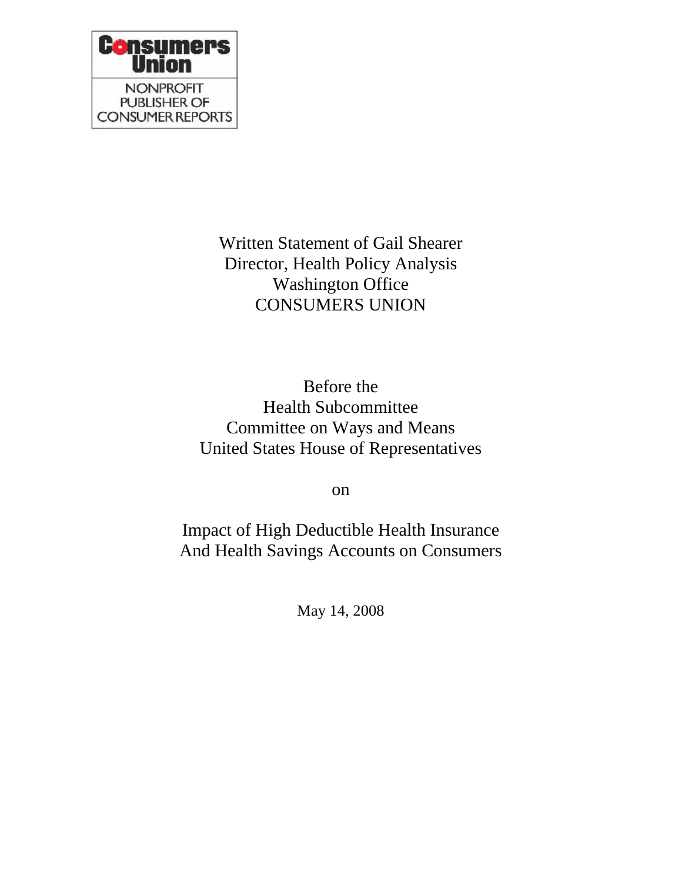Consumers Union

NONPROFIT PUBLISHER OF CONSUMER REPORTS

Written Statement of Gail Shearer
Director, Health Policy Analysis
Washington Office
CONSUMERS UNION

Before the
Health Subcommittee
Committee on Ways and Means
United States House of Representatives

on

Impact of High Deductible Health Insurance
And Health Savings Accounts on Consumers

May 14, 2008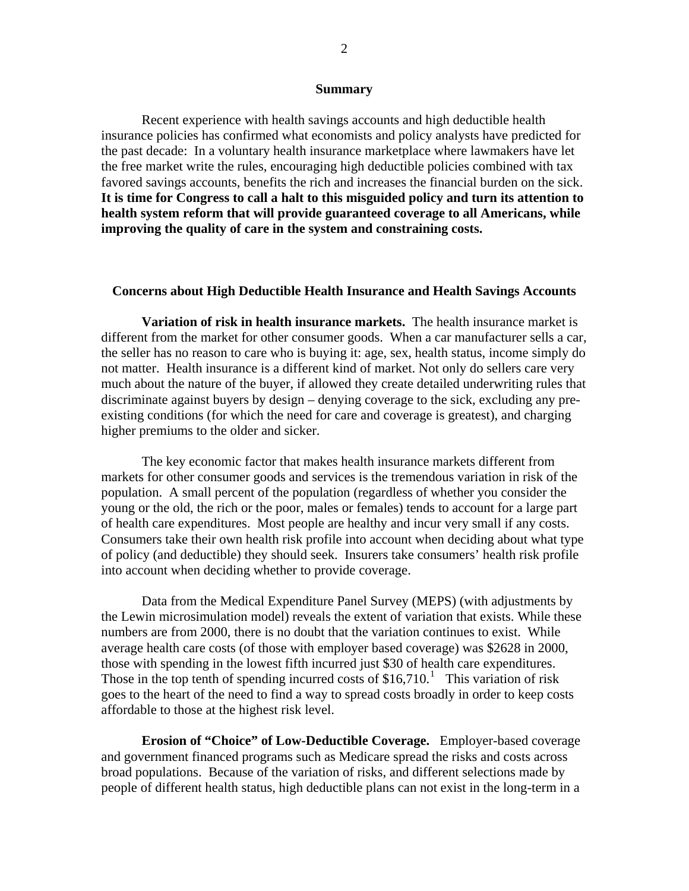## Summary

Recent experience with health savings accounts and high deductible health insurance policies has confirmed what economists and policy analysts have predicted for the past decade: In a voluntary health insurance marketplace where lawmakers have let the free market write the rules, encouraging high deductible policies combined with tax favored savings accounts, benefits the rich and increases the financial burden on the sick. **It is time for Congress to call a halt to this misguided policy and turn its attention to health system reform that will provide guaranteed coverage to all Americans, while improving the quality of care in the system and constraining costs.**

## Concerns about High Deductible Health Insurance and Health Savings Accounts

**Variation of risk in health insurance markets.** The health insurance market is different from the market for other consumer goods. When a car manufacturer sells a car, the seller has no reason to care who is buying it: age, sex, health status, income simply do not matter. Health insurance is a different kind of market. Not only do sellers care very much about the nature of the buyer, if allowed they create detailed underwriting rules that discriminate against buyers by design – denying coverage to the sick, excluding any pre-existing conditions (for which the need for care and coverage is greatest), and charging higher premiums to the older and sicker.

The key economic factor that makes health insurance markets different from markets for other consumer goods and services is the tremendous variation in risk of the population. A small percent of the population (regardless of whether you consider the young or the old, the rich or the poor, males or females) tends to account for a large part of health care expenditures. Most people are healthy and incur very small if any costs. Consumers take their own health risk profile into account when deciding about what type of policy (and deductible) they should seek. Insurers take consumers' health risk profile into account when deciding whether to provide coverage.

Data from the Medical Expenditure Panel Survey (MEPS) (with adjustments by the Lewin microsimulation model) reveals the extent of variation that exists. While these numbers are from 2000, there is no doubt that the variation continues to exist. While average health care costs (of those with employer based coverage) was $2628 in 2000, those with spending in the lowest fifth incurred just $30 of health care expenditures. Those in the top tenth of spending incurred costs of $16,710.[1] This variation of risk goes to the heart of the need to find a way to spread costs broadly in order to keep costs affordable to those at the highest risk level.

**Erosion of "Choice" of Low-Deductible Coverage.** Employer-based coverage and government financed programs such as Medicare spread the risks and costs across broad populations. Because of the variation of risks, and different selections made by people of different health status, high deductible plans can not exist in the long-term in a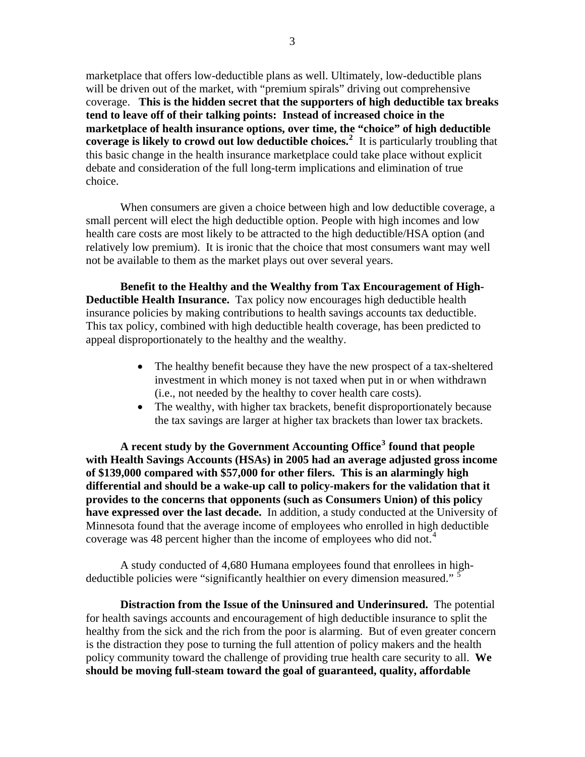marketplace that offers low-deductible plans as well. Ultimately, low-deductible plans will be driven out of the market, with "premium spirals" driving out comprehensive coverage. **This is the hidden secret that the supporters of high deductible tax breaks tend to leave off of their talking points: Instead of increased choice in the marketplace of health insurance options, over time, the "choice" of high deductible coverage is likely to crowd out low deductible choices.**[2] It is particularly troubling that this basic change in the health insurance marketplace could take place without explicit debate and consideration of the full long-term implications and elimination of true choice.

When consumers are given a choice between high and low deductible coverage, a small percent will elect the high deductible option. People with high incomes and low health care costs are most likely to be attracted to the high deductible/HSA option (and relatively low premium). It is ironic that the choice that most consumers want may well not be available to them as the market plays out over several years.

**Benefit to the Healthy and the Wealthy from Tax Encouragement of High-Deductible Health Insurance.** Tax policy now encourages high deductible health insurance policies by making contributions to health savings accounts tax deductible. This tax policy, combined with high deductible health coverage, has been predicted to appeal disproportionately to the healthy and the wealthy.

- The healthy benefit because they have the new prospect of a tax-sheltered investment in which money is not taxed when put in or when withdrawn (i.e., not needed by the healthy to cover health care costs).
- The wealthy, with higher tax brackets, benefit disproportionately because the tax savings are larger at higher tax brackets than lower tax brackets.

**A recent study by the Government Accounting Office[3] found that people with Health Savings Accounts (HSAs) in 2005 had an average adjusted gross income of $139,000 compared with $57,000 for other filers. This is an alarmingly high differential and should be a wake-up call to policy-makers for the validation that it provides to the concerns that opponents (such as Consumers Union) of this policy have expressed over the last decade.** In addition, a study conducted at the University of Minnesota found that the average income of employees who enrolled in high deductible coverage was 48 percent higher than the income of employees who did not.[4]

A study conducted of 4,680 Humana employees found that enrollees in high-deductible policies were "significantly healthier on every dimension measured." [5]

**Distraction from the Issue of the Uninsured and Underinsured.** The potential for health savings accounts and encouragement of high deductible insurance to split the healthy from the sick and the rich from the poor is alarming. But of even greater concern is the distraction they pose to turning the full attention of policy makers and the health policy community toward the challenge of providing true health care security to all. **We should be moving full-steam toward the goal of guaranteed, quality, affordable**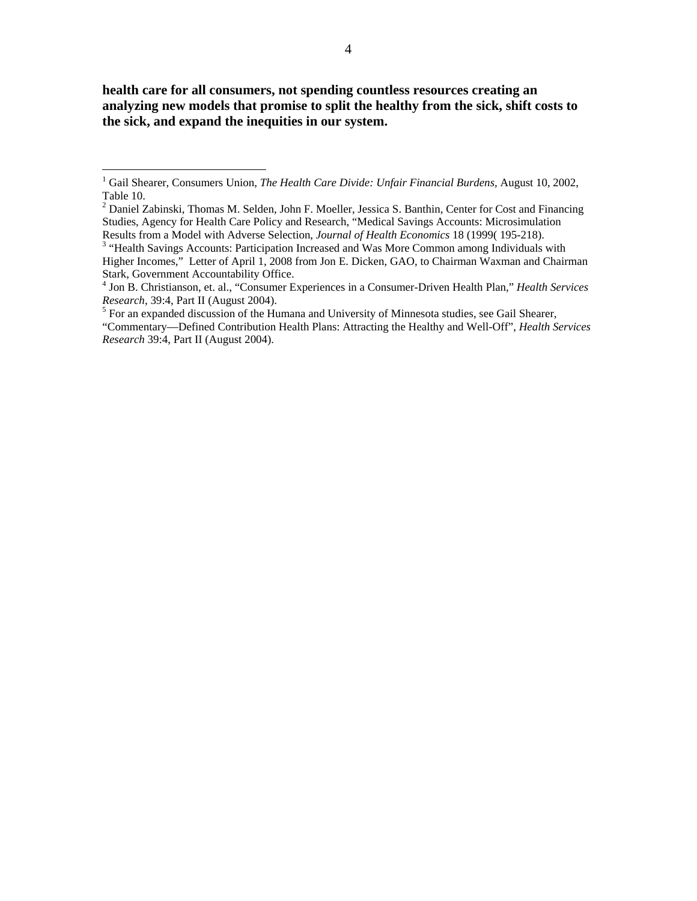**health care for all consumers, not spending countless resources creating an analyzing new models that promise to split the healthy from the sick, shift costs to the sick, and expand the inequities in our system.**

---

[1] Gail Shearer, Consumers Union, *The Health Care Divide: Unfair Financial Burdens*, August 10, 2002, Table 10.

[2] Daniel Zabinski, Thomas M. Selden, John F. Moeller, Jessica S. Banthin, Center for Cost and Financing Studies, Agency for Health Care Policy and Research, "Medical Savings Accounts: Microsimulation Results from a Model with Adverse Selection, *Journal of Health Economics* 18 (1999( 195-218).

[3] "Health Savings Accounts: Participation Increased and Was More Common among Individuals with Higher Incomes," Letter of April 1, 2008 from Jon E. Dicken, GAO, to Chairman Waxman and Chairman Stark, Government Accountability Office.

[4] Jon B. Christianson, et. al., "Consumer Experiences in a Consumer-Driven Health Plan," *Health Services Research*, 39:4, Part II (August 2004).

[5] For an expanded discussion of the Humana and University of Minnesota studies, see Gail Shearer, "Commentary—Defined Contribution Health Plans: Attracting the Healthy and Well-Off", *Health Services Research* 39:4, Part II (August 2004).